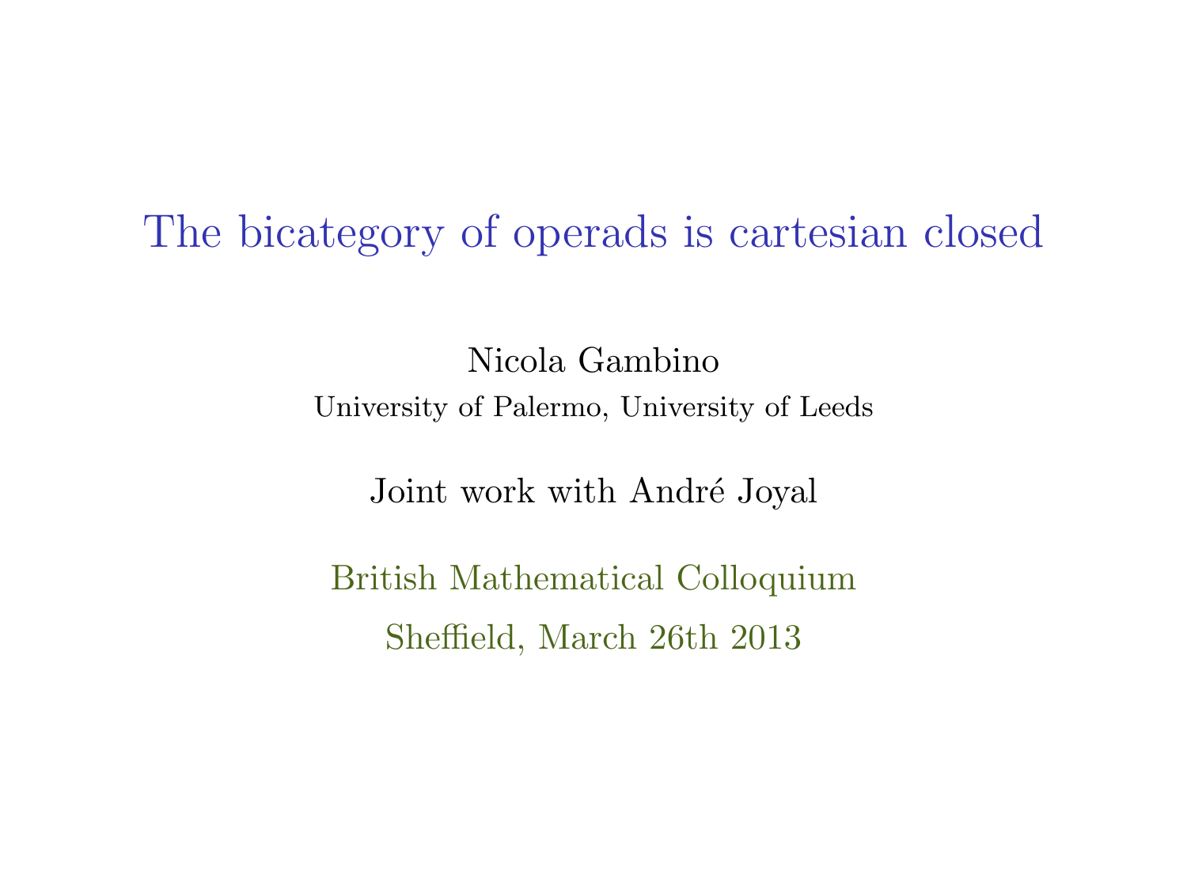# The bicategory of operads is cartesian closed

Nicola Gambino

University of Palermo, University of Leeds

Joint work with André Joyal

British Mathematical Colloquium

Sheffield, March 26th 2013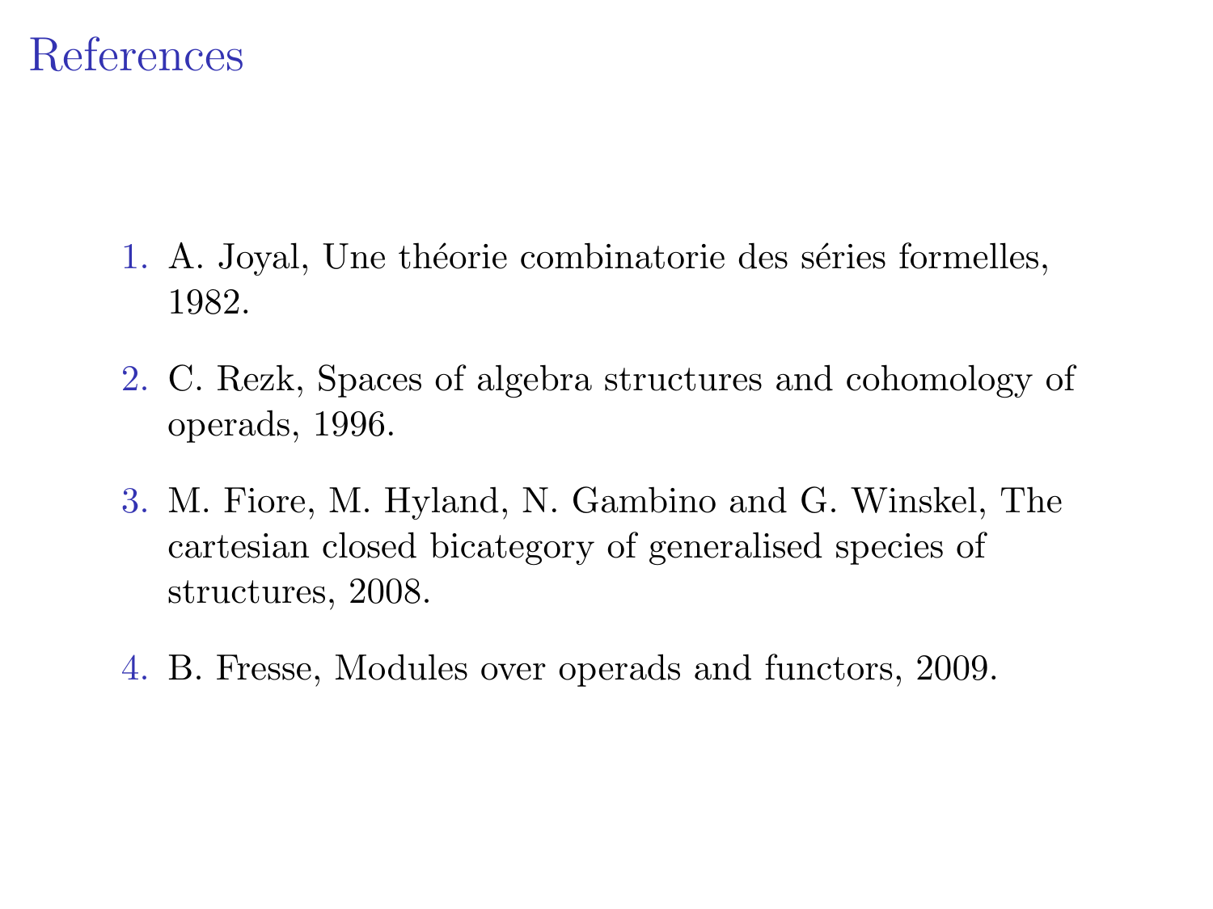# References

1. A. Joyal, Une théorie combinatorie des séries formelles, 1982.
2. C. Rezk, Spaces of algebra structures and cohomology of operads, 1996.
3. M. Fiore, M. Hyland, N. Gambino and G. Winskel, The cartesian closed bicategory of generalised species of structures, 2008.
4. B. Fresse, Modules over operads and functors, 2009.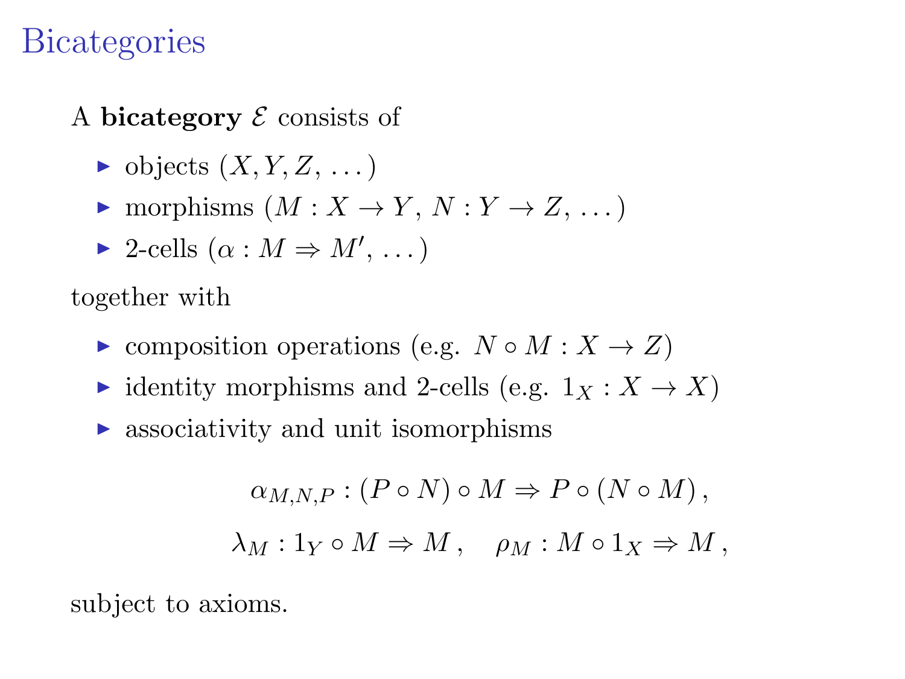# Bicategories

A **bicategory** $\mathcal{E}$ consists of

- objects $(X, Y, Z, \dots)$
- morphisms $(M : X \to Y,\ N : Y \to Z, \dots)$
- 2-cells $(\alpha : M \Rightarrow M', \dots)$

together with

- composition operations (e.g. $N \circ M : X \to Z$)
- identity morphisms and 2-cells (e.g. $1_X : X \to X$)
- associativity and unit isomorphisms

$$\alpha_{M,N,P} : (P \circ N) \circ M \Rightarrow P \circ (N \circ M)\,,$$

$$\lambda_M : 1_Y \circ M \Rightarrow M\,, \quad \rho_M : M \circ 1_X \Rightarrow M\,,$$

subject to axioms.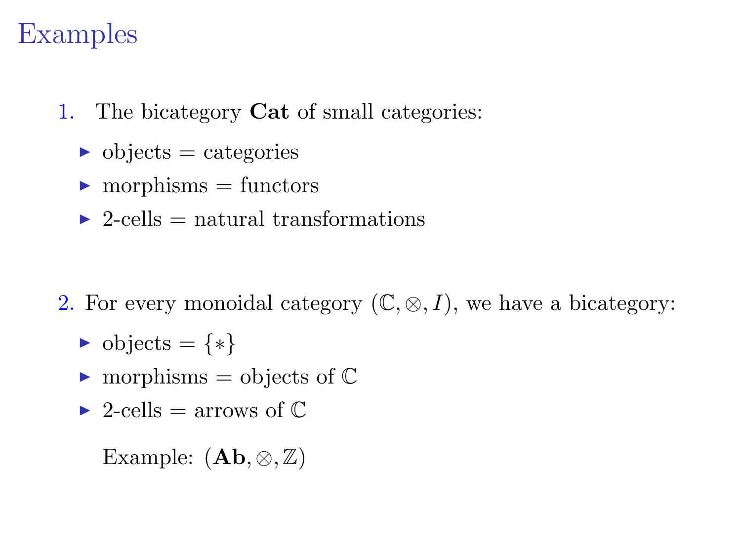# Examples

1. The bicategory **Cat** of small categories:
   - objects = categories
   - morphisms = functors
   - 2-cells = natural transformations

2. For every monoidal category $(\mathbb{C}, \otimes, I)$, we have a bicategory:
   - objects = $\{*\}$
   - morphisms = objects of $\mathbb{C}$
   - 2-cells = arrows of $\mathbb{C}$

   Example: $(\mathbf{Ab}, \otimes, \mathbb{Z})$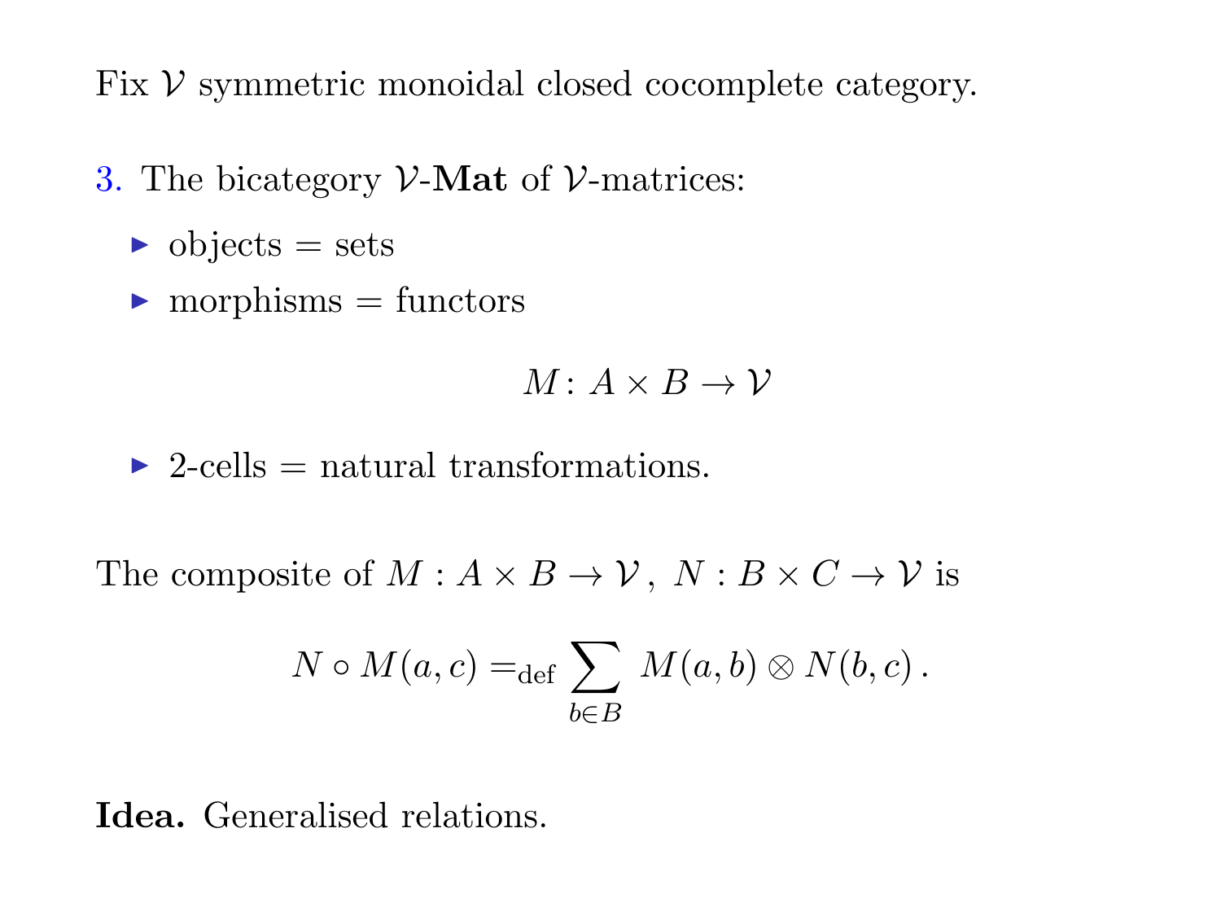Fix $\mathcal{V}$ symmetric monoidal closed cocomplete category.

3. The bicategory $\mathcal{V}$-**Mat** of $\mathcal{V}$-matrices:

- objects = sets
- morphisms = functors

$$M \colon A \times B \to \mathcal{V}$$

- 2-cells = natural transformations.

The composite of $M : A \times B \to \mathcal{V}\,,\ N : B \times C \to \mathcal{V}$ is

$$N \circ M(a, c) =_{\text{def}} \sum_{b \in B} M(a, b) \otimes N(b, c)\,.$$

**Idea.** Generalised relations.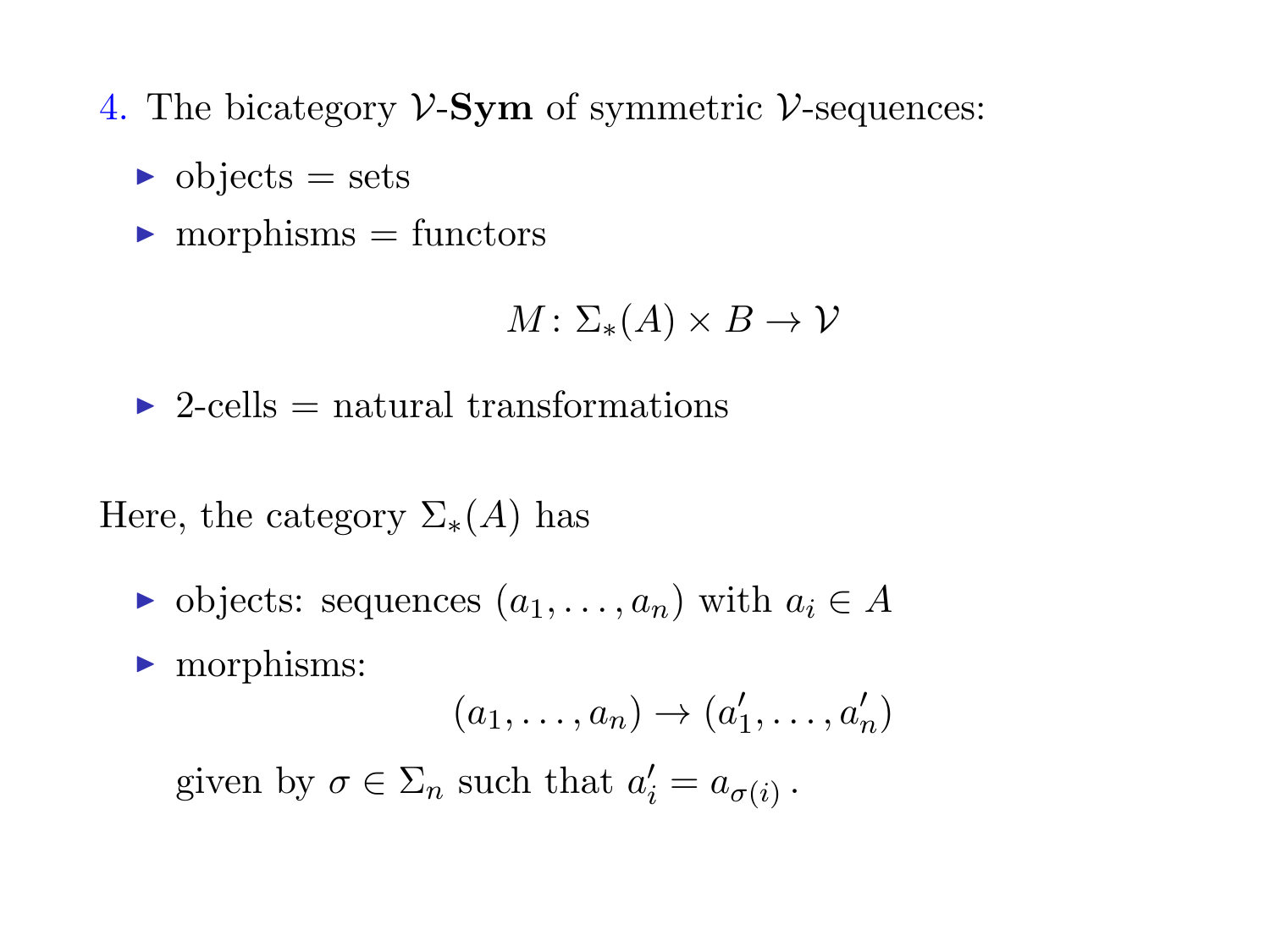4. The bicategory $\mathcal{V}$-**Sym** of symmetric $\mathcal{V}$-sequences:

- objects = sets
- morphisms = functors

$$M \colon \Sigma_*(A) \times B \to \mathcal{V}$$

- 2-cells = natural transformations

Here, the category $\Sigma_*(A)$ has

- objects: sequences $(a_1, \ldots, a_n)$ with $a_i \in A$
- morphisms:

  $$(a_1, \ldots, a_n) \to (a'_1, \ldots, a'_n)$$

  given by $\sigma \in \Sigma_n$ such that $a'_i = a_{\sigma(i)}$ .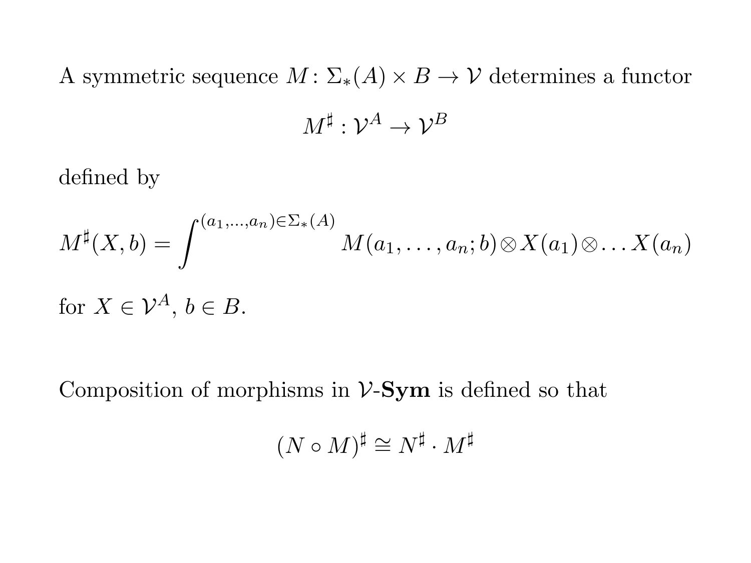A symmetric sequence $M \colon \Sigma_*(A) \times B \to \mathcal{V}$ determines a functor

$$M^\sharp : \mathcal{V}^A \to \mathcal{V}^B$$

defined by

$$M^\sharp(X, b) = \int^{(a_1,\ldots,a_n)\in\Sigma_*(A)} M(a_1, \ldots, a_n; b) \otimes X(a_1) \otimes \ldots X(a_n)$$

for $X \in \mathcal{V}^A$, $b \in B$.

Composition of morphisms in $\mathcal{V}$-**Sym** is defined so that

$$(N \circ M)^\sharp \cong N^\sharp \cdot M^\sharp$$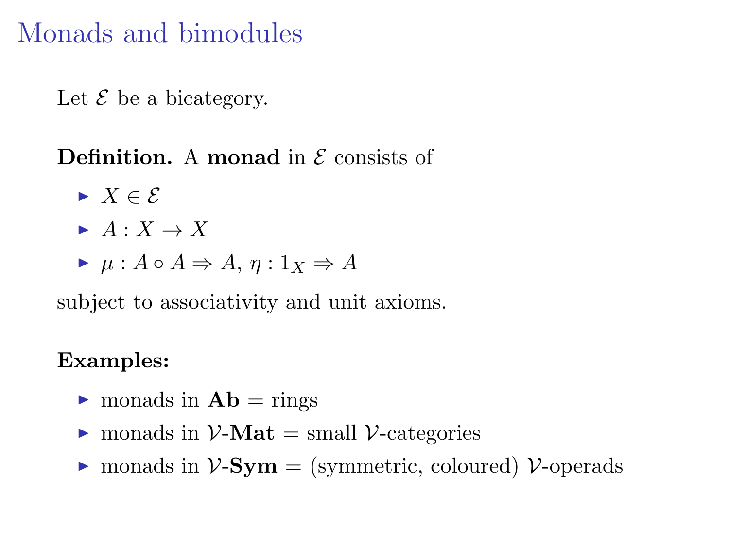# Monads and bimodules

Let $\mathcal{E}$ be a bicategory.

**Definition.** A **monad** in $\mathcal{E}$ consists of

- $X \in \mathcal{E}$
- $A : X \to X$
- $\mu : A \circ A \Rightarrow A$, $\eta : 1_X \Rightarrow A$

subject to associativity and unit axioms.

**Examples:**

- monads in $\mathbf{Ab}$ = rings
- monads in $\mathcal{V}$-$\mathbf{Mat}$ = small $\mathcal{V}$-categories
- monads in $\mathcal{V}$-$\mathbf{Sym}$ = (symmetric, coloured) $\mathcal{V}$-operads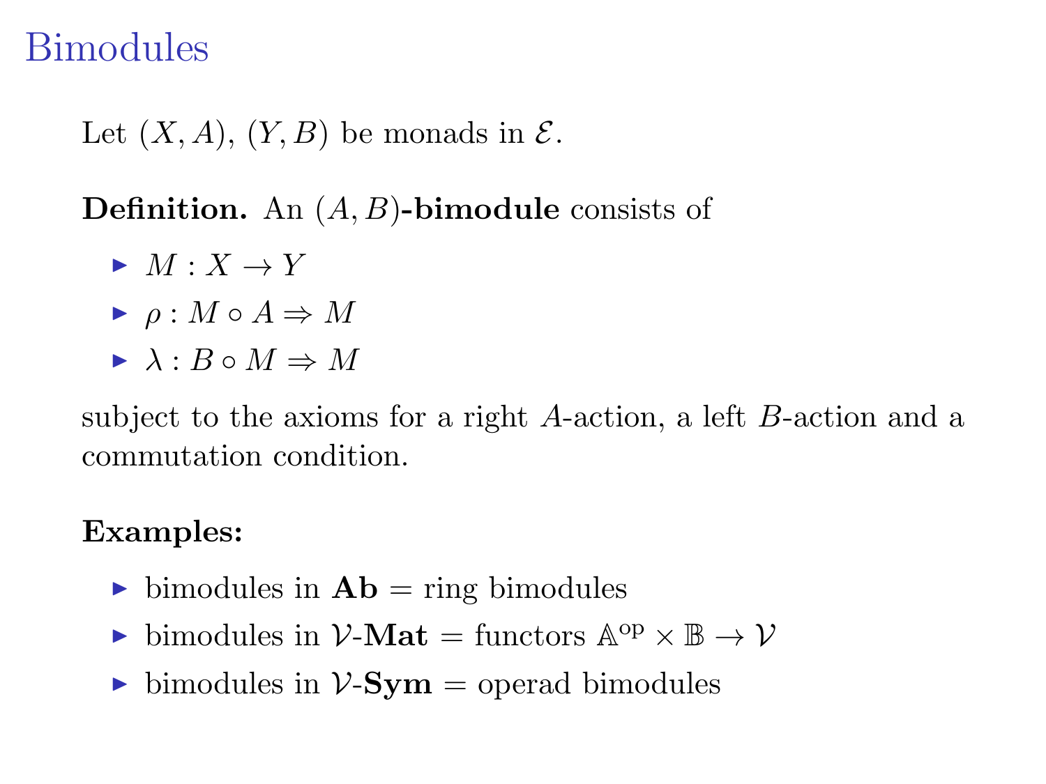# Bimodules

Let $(X, A)$, $(Y, B)$ be monads in $\mathcal{E}$.

**Definition.** An $(A, B)$**-bimodule** consists of

- $M : X \to Y$
- $\rho : M \circ A \Rightarrow M$
- $\lambda : B \circ M \Rightarrow M$

subject to the axioms for a right $A$-action, a left $B$-action and a commutation condition.

**Examples:**

- bimodules in $\mathbf{Ab}$ = ring bimodules
- bimodules in $\mathcal{V}$-$\mathbf{Mat}$ = functors $\mathbb{A}^{\mathrm{op}} \times \mathbb{B} \to \mathcal{V}$
- bimodules in $\mathcal{V}$-$\mathbf{Sym}$ = operad bimodules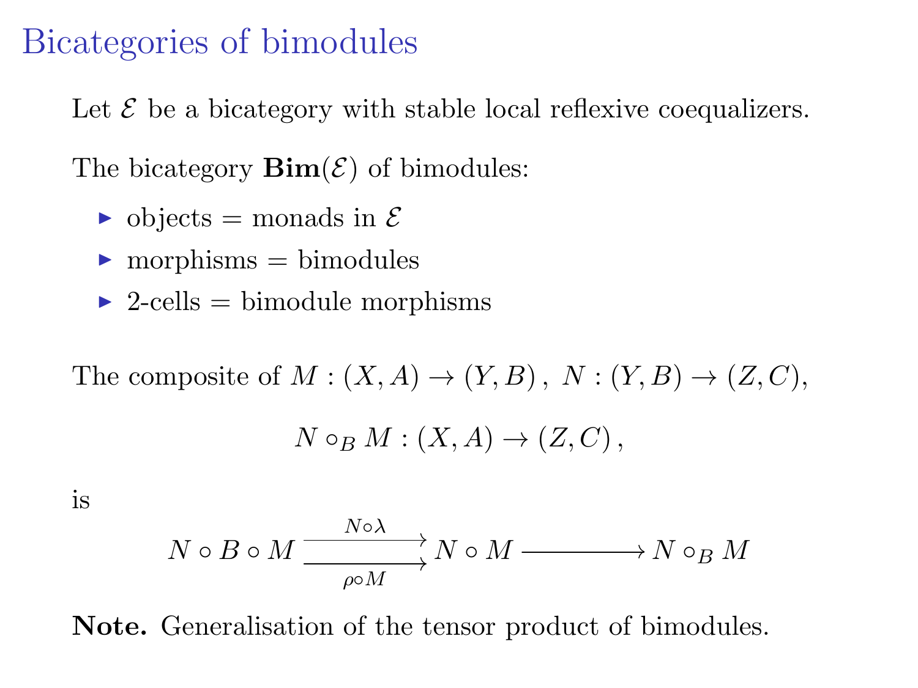# Bicategories of bimodules

Let $\mathcal{E}$ be a bicategory with stable local reflexive coequalizers.

The bicategory $\mathbf{Bim}(\mathcal{E})$ of bimodules:

- objects = monads in $\mathcal{E}$
- morphisms = bimodules
- 2-cells = bimodule morphisms

The composite of $M : (X, A) \to (Y, B)\,,\ N : (Y, B) \to (Z, C)$,

$$N \circ_B M : (X, A) \to (Z, C)\,,$$

is

$$N \circ B \circ M \underset{\rho \circ M}{\overset{N \circ \lambda}{\rightrightarrows}} N \circ M \longrightarrow N \circ_B M$$

**Note.** Generalisation of the tensor product of bimodules.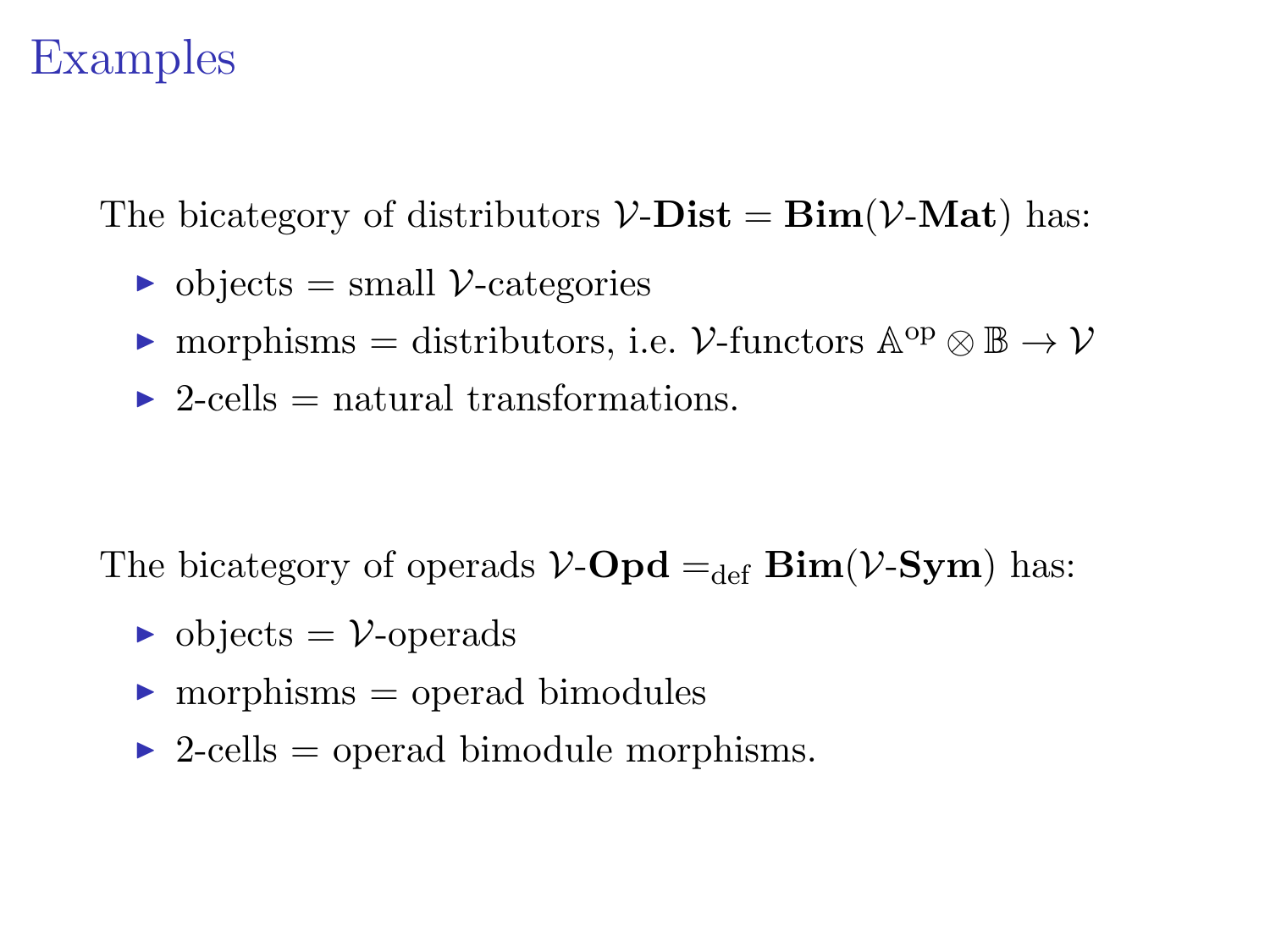# Examples

The bicategory of distributors $\mathcal{V}$-**Dist** $=$ **Bim**($\mathcal{V}$-**Mat**) has:

- objects = small $\mathcal{V}$-categories
- morphisms = distributors, i.e. $\mathcal{V}$-functors $\mathbb{A}^{\mathrm{op}} \otimes \mathbb{B} \to \mathcal{V}$
- 2-cells = natural transformations.

The bicategory of operads $\mathcal{V}$-**Opd** $=_{\mathrm{def}}$ **Bim**($\mathcal{V}$-**Sym**) has:

- objects = $\mathcal{V}$-operads
- morphisms = operad bimodules
- 2-cells = operad bimodule morphisms.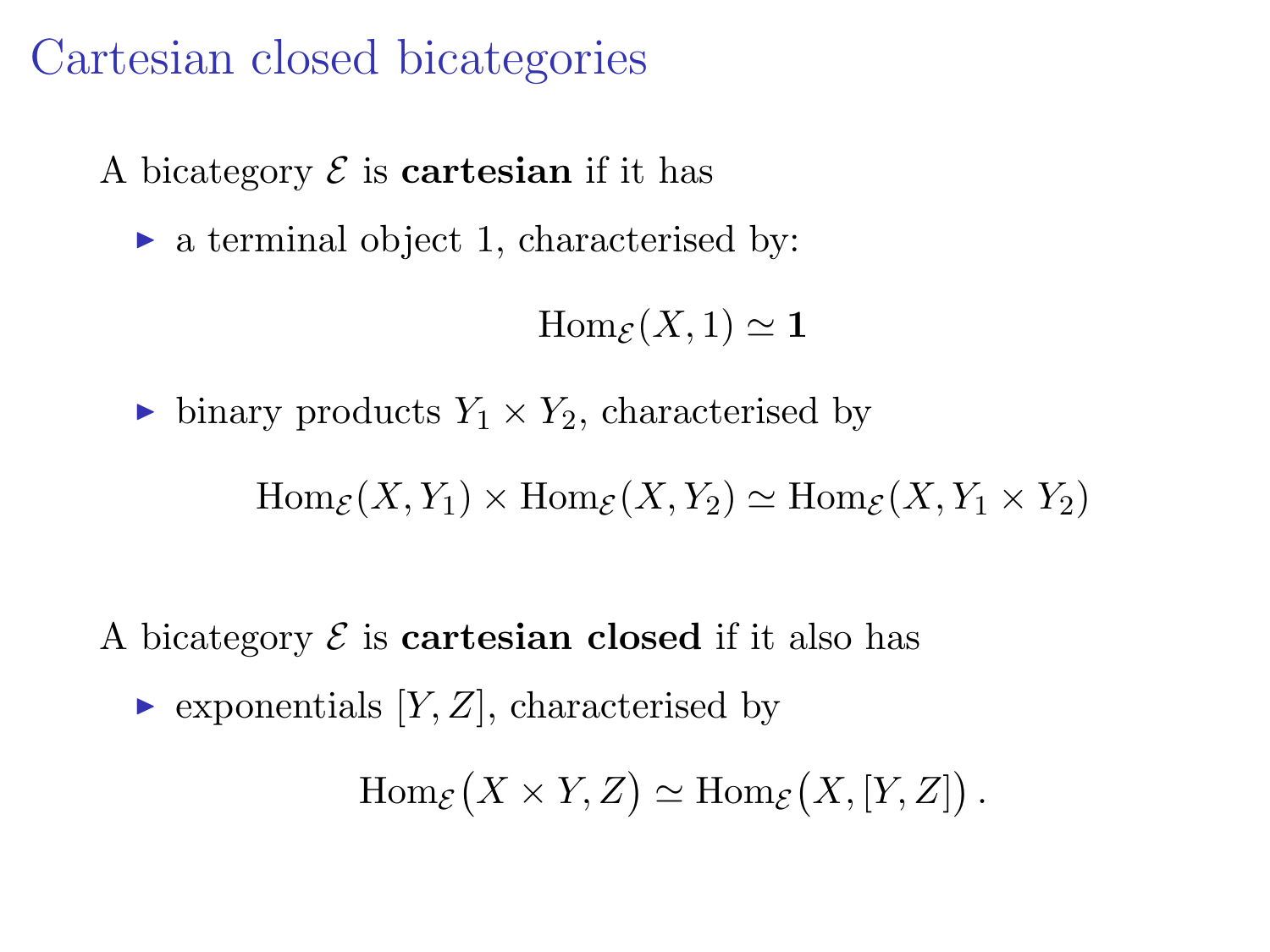# Cartesian closed bicategories

A bicategory $\mathcal{E}$ is **cartesian** if it has

- a terminal object 1, characterised by:

$$\mathrm{Hom}_{\mathcal{E}}(X, 1) \simeq \mathbf{1}$$

- binary products $Y_1 \times Y_2$, characterised by

$$\mathrm{Hom}_{\mathcal{E}}(X, Y_1) \times \mathrm{Hom}_{\mathcal{E}}(X, Y_2) \simeq \mathrm{Hom}_{\mathcal{E}}(X, Y_1 \times Y_2)$$

A bicategory $\mathcal{E}$ is **cartesian closed** if it also has

- exponentials $[Y, Z]$, characterised by

$$\mathrm{Hom}_{\mathcal{E}}\big(X \times Y, Z\big) \simeq \mathrm{Hom}_{\mathcal{E}}\big(X, [Y, Z]\big)\,.$$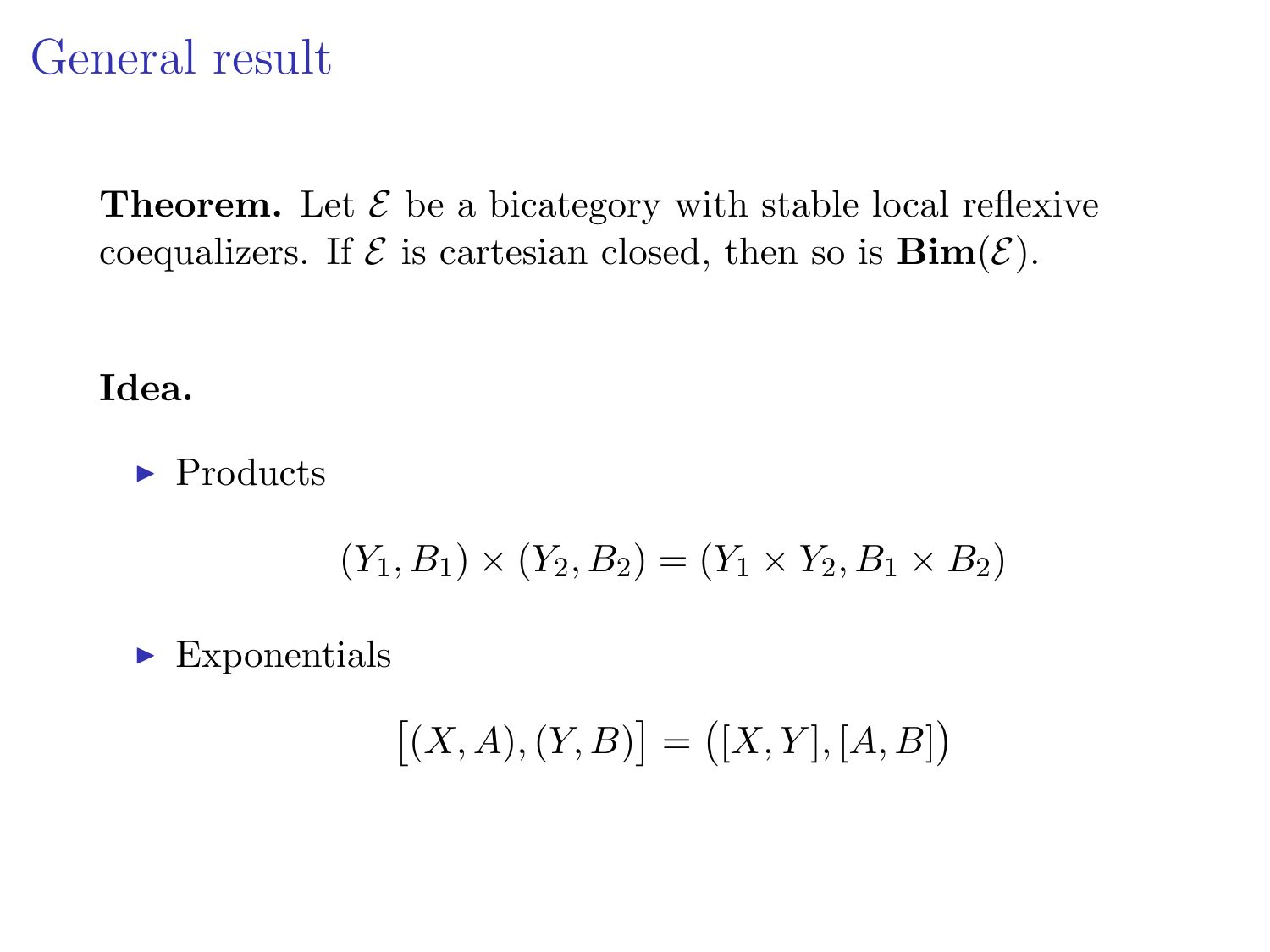# General result

**Theorem.** Let $\mathcal{E}$ be a bicategory with stable local reflexive coequalizers. If $\mathcal{E}$ is cartesian closed, then so is $\mathbf{Bim}(\mathcal{E})$.

**Idea.**

- Products

$$(Y_1, B_1) \times (Y_2, B_2) = (Y_1 \times Y_2, B_1 \times B_2)$$

- Exponentials

$$\big[(X, A), (Y, B)\big] = \big([X, Y], [A, B]\big)$$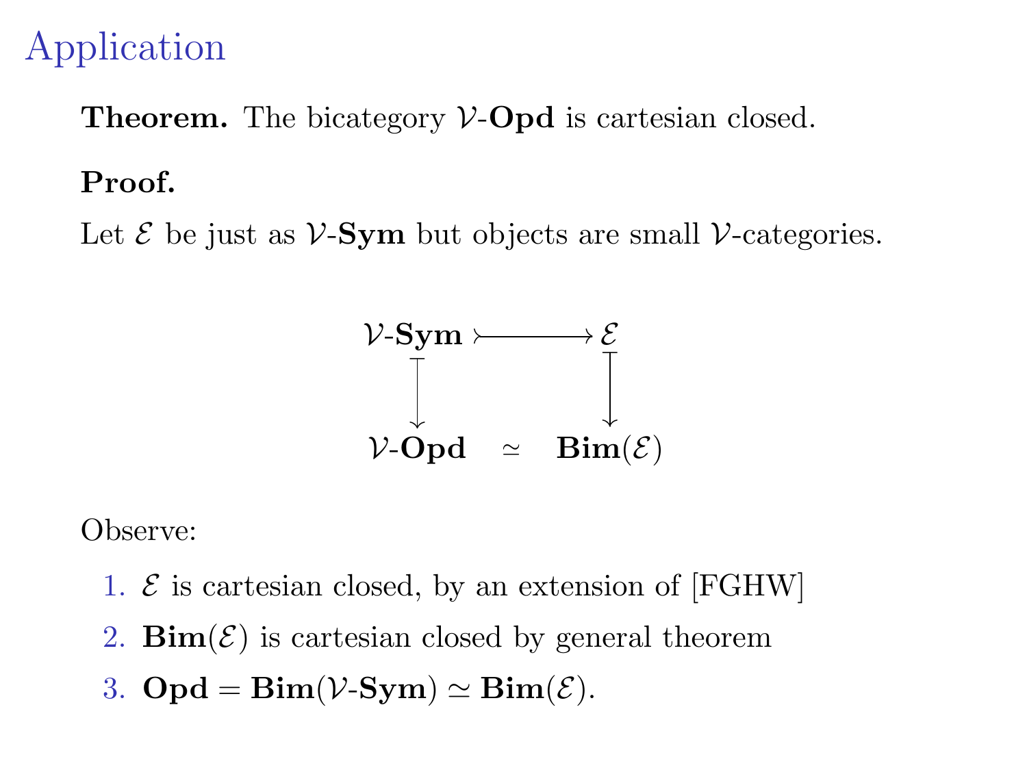# Application

**Theorem.** The bicategory $\mathcal{V}$-**Opd** is cartesian closed.

**Proof.**

Let $\mathcal{E}$ be just as $\mathcal{V}$-**Sym** but objects are small $\mathcal{V}$-categories.

$$
\begin{array}{ccc}
\mathcal{V}\text{-}\mathbf{Sym} & \rightarrowtail & \mathcal{E} \\
\downarrow & & \downarrow \\
\mathcal{V}\text{-}\mathbf{Opd} & \simeq & \mathbf{Bim}(\mathcal{E})
\end{array}
$$

Observe:

1. $\mathcal{E}$ is cartesian closed, by an extension of [FGHW]
2. $\mathbf{Bim}(\mathcal{E})$ is cartesian closed by general theorem
3. $\mathbf{Opd} = \mathbf{Bim}(\mathcal{V}\text{-}\mathbf{Sym}) \simeq \mathbf{Bim}(\mathcal{E})$.